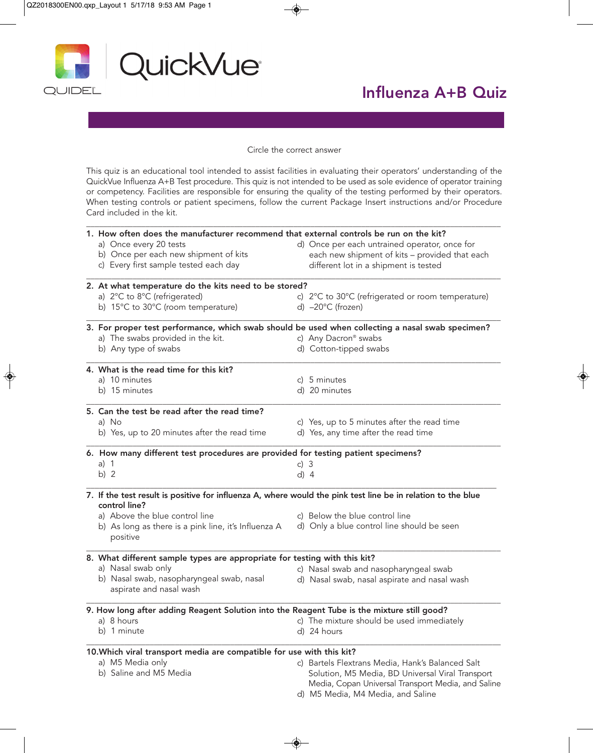QuickVue

QUIDEL

# Influenza A+B Quiz

Circle the correct answer

This quiz is an educational tool intended to assist facilities in evaluating their operators' understanding of the QuickVue Influenza A+B Test procedure. This quiz is not intended to be used as sole evidence of operator training or competency. Facilities are responsible for ensuring the quality of the testing performed by their operators. When testing controls or patient specimens, follow the current Package Insert instructions and/or Procedure Card included in the kit.

---

**1. How often does the manufacturer recommend that external controls be run on the kit?**

a) Once every 20 tests
b) Once per each new shipment of kits
c) Every first sample tested each day
d) Once per each untrained operator, once for each new shipment of kits – provided that each different lot in a shipment is tested

---

**2. At what temperature do the kits need to be stored?**

a) 2°C to 8°C (refrigerated)
b) 15°C to 30°C (room temperature)
c) 2°C to 30°C (refrigerated or room temperature)
d) –20°C (frozen)

---

**3. For proper test performance, which swab should be used when collecting a nasal swab specimen?**

a) The swabs provided in the kit.
b) Any type of swabs
c) Any Dacron® swabs
d) Cotton-tipped swabs

---

**4. What is the read time for this kit?**

a) 10 minutes
b) 15 minutes
c) 5 minutes
d) 20 minutes

---

**5. Can the test be read after the read time?**

a) No
b) Yes, up to 20 minutes after the read time
c) Yes, up to 5 minutes after the read time
d) Yes, any time after the read time

---

**6. How many different test procedures are provided for testing patient specimens?**

a) 1
b) 2
c) 3
d) 4

---

**7. If the test result is positive for influenza A, where would the pink test line be in relation to the blue control line?**

a) Above the blue control line
b) As long as there is a pink line, it's Influenza A positive
c) Below the blue control line
d) Only a blue control line should be seen

---

**8. What different sample types are appropriate for testing with this kit?**

a) Nasal swab only
b) Nasal swab, nasopharyngeal swab, nasal aspirate and nasal wash
c) Nasal swab and nasopharyngeal swab
d) Nasal swab, nasal aspirate and nasal wash

---

**9. How long after adding Reagent Solution into the Reagent Tube is the mixture still good?**

a) 8 hours
b) 1 minute
c) The mixture should be used immediately
d) 24 hours

---

**10. Which viral transport media are compatible for use with this kit?**

a) M5 Media only
b) Saline and M5 Media
c) Bartels Flextrans Media, Hank's Balanced Salt Solution, M5 Media, BD Universal Viral Transport Media, Copan Universal Transport Media, and Saline
d) M5 Media, M4 Media, and Saline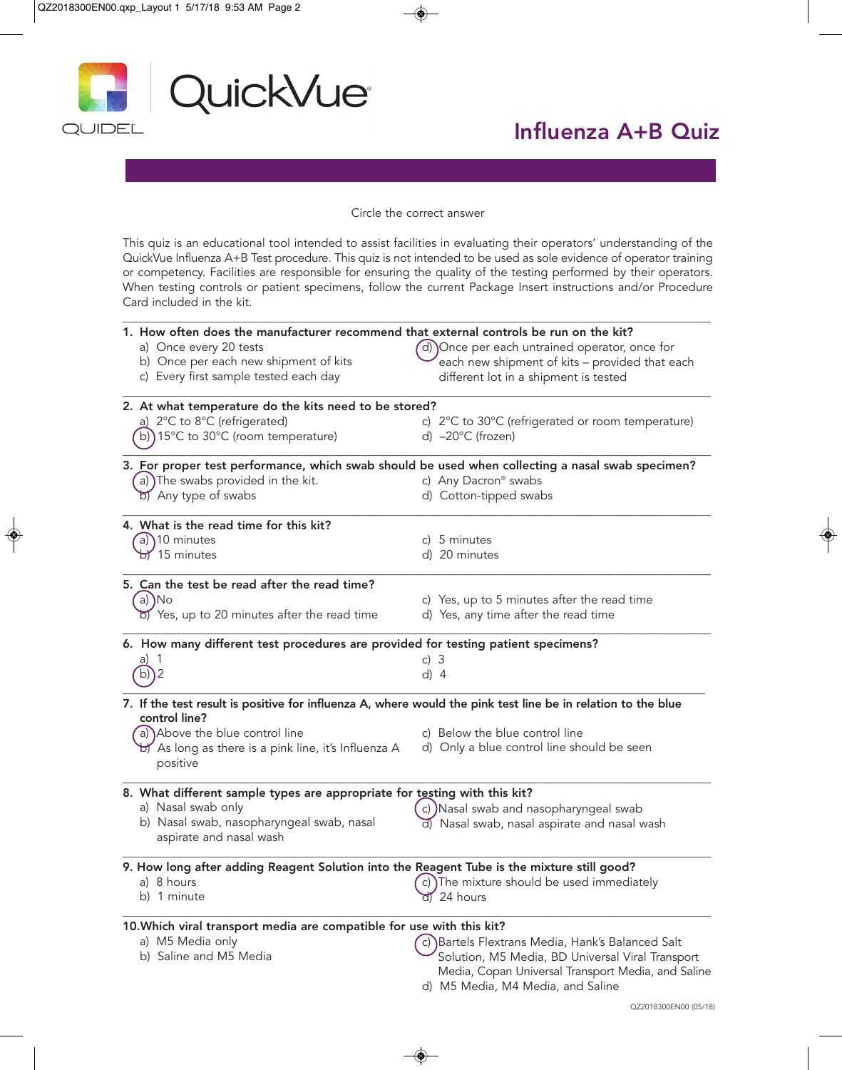QuickVue

QUIDEL

# Influenza A+B Quiz

Circle the correct answer

This quiz is an educational tool intended to assist facilities in evaluating their operators' understanding of the QuickVue Influenza A+B Test procedure. This quiz is not intended to be used as sole evidence of operator training or competency. Facilities are responsible for ensuring the quality of the testing performed by their operators. When testing controls or patient specimens, follow the current Package Insert instructions and/or Procedure Card included in the kit.

---

**1. How often does the manufacturer recommend that external controls be run on the kit?**

a) Once every 20 tests
b) Once per each new shipment of kits
c) Every first sample tested each day
d) Once per each untrained operator, once for each new shipment of kits – provided that each different lot in a shipment is tested

---

**2. At what temperature do the kits need to be stored?**

a) 2°C to 8°C (refrigerated)
b) 15°C to 30°C (room temperature)
c) 2°C to 30°C (refrigerated or room temperature)
d) –20°C (frozen)

---

**3. For proper test performance, which swab should be used when collecting a nasal swab specimen?**

a) The swabs provided in the kit.
b) Any type of swabs
c) Any Dacron® swabs
d) Cotton-tipped swabs

---

**4. What is the read time for this kit?**

a) 10 minutes
b) 15 minutes
c) 5 minutes
d) 20 minutes

---

**5. Can the test be read after the read time?**

a) No
b) Yes, up to 20 minutes after the read time
c) Yes, up to 5 minutes after the read time
d) Yes, any time after the read time

---

**6. How many different test procedures are provided for testing patient specimens?**

a) 1
b) 2
c) 3
d) 4

---

**7. If the test result is positive for influenza A, where would the pink test line be in relation to the blue control line?**

a) Above the blue control line
b) As long as there is a pink line, it's Influenza A positive
c) Below the blue control line
d) Only a blue control line should be seen

---

**8. What different sample types are appropriate for testing with this kit?**

a) Nasal swab only
b) Nasal swab, nasopharyngeal swab, nasal aspirate and nasal wash
c) Nasal swab and nasopharyngeal swab
d) Nasal swab, nasal aspirate and nasal wash

---

**9. How long after adding Reagent Solution into the Reagent Tube is the mixture still good?**

a) 8 hours
b) 1 minute
c) The mixture should be used immediately
d) 24 hours

---

**10. Which viral transport media are compatible for use with this kit?**

a) M5 Media only
b) Saline and M5 Media
c) Bartels Flextrans Media, Hank's Balanced Salt Solution, M5 Media, BD Universal Viral Transport Media, Copan Universal Transport Media, and Saline
d) M5 Media, M4 Media, and Saline

QZ2018300EN00 (05/18)